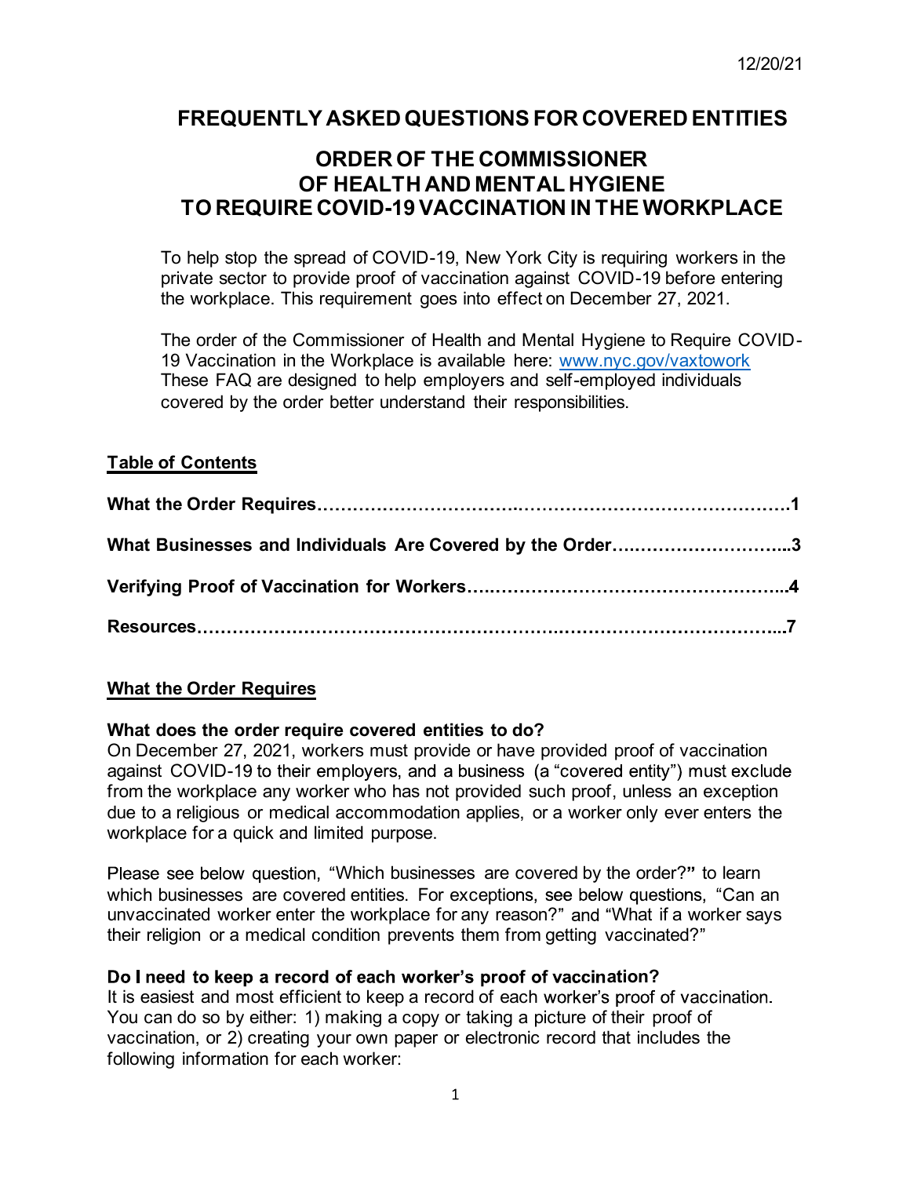12/20/21

# FREQUENTLY ASKED QUESTIONS FOR COVERED ENTITIES

# ORDER OF THE COMMISSIONER OF HEALTH AND MENTAL HYGIENE TO REQUIRE COVID-19 VACCINATION IN THE WORKPLACE

To help stop the spread of COVID-19, New York City is requiring workers in the private sector to provide proof of vaccination against COVID-19 before entering the workplace. This requirement goes into effect on December 27, 2021.

The order of the Commissioner of Health and Mental Hygiene to Require COVID-19 Vaccination in the Workplace is available here: [www.nyc.gov/vaxtowork](http://www.nyc.gov/vaxtowork) These FAQ are designed to help employers and self-employed individuals covered by the order better understand their responsibilities.

## Table of Contents

**What the Order Requires……………………………..………………………………………1**

**What Businesses and Individuals Are Covered by the Order….……………………...3**

**Verifying Proof of Vaccination for Workers….…………………………………………...4**

**Resources………………………………………………….………………………………...7**

## What the Order Requires

### What does the order require covered entities to do?

On December 27, 2021, workers must provide or have provided proof of vaccination against COVID-19 to their employers, and a business (a "covered entity") must exclude from the workplace any worker who has not provided such proof, unless an exception due to a religious or medical accommodation applies, or a worker only ever enters the workplace for a quick and limited purpose.

Please see below question, "Which businesses are covered by the order?**"** to learn which businesses are covered entities. For exceptions, see below questions, "Can an unvaccinated worker enter the workplace for any reason?" and "What if a worker says their religion or a medical condition prevents them from getting vaccinated?"

### Do I need to keep a record of each worker's proof of vaccination?

It is easiest and most efficient to keep a record of each worker's proof of vaccination. You can do so by either: 1) making a copy or taking a picture of their proof of vaccination, or 2) creating your own paper or electronic record that includes the following information for each worker: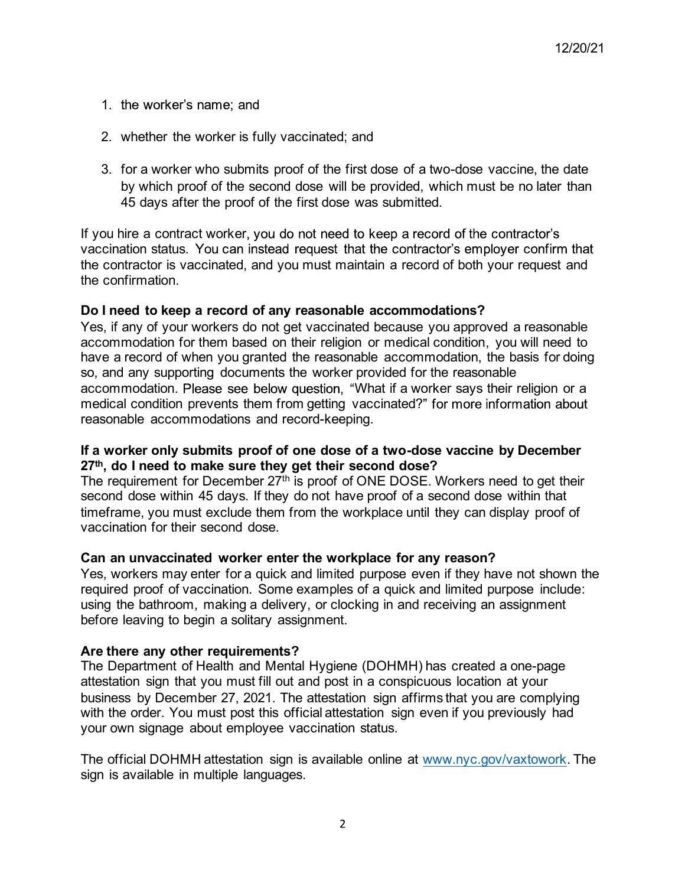1. the worker's name; and
2. whether the worker is fully vaccinated; and
3. for a worker who submits proof of the first dose of a two-dose vaccine, the date by which proof of the second dose will be provided, which must be no later than 45 days after the proof of the first dose was submitted.

If you hire a contract worker, you do not need to keep a record of the contractor's vaccination status. You can instead request that the contractor's employer confirm that the contractor is vaccinated, and you must maintain a record of both your request and the confirmation.

**Do I need to keep a record of any reasonable accommodations?**
Yes, if any of your workers do not get vaccinated because you approved a reasonable accommodation for them based on their religion or medical condition, you will need to have a record of when you granted the reasonable accommodation, the basis for doing so, and any supporting documents the worker provided for the reasonable accommodation. Please see below question, "What if a worker says their religion or a medical condition prevents them from getting vaccinated?" for more information about reasonable accommodations and record-keeping.

**If a worker only submits proof of one dose of a two-dose vaccine by December 27th, do I need to make sure they get their second dose?**
The requirement for December 27th is proof of ONE DOSE. Workers need to get their second dose within 45 days. If they do not have proof of a second dose within that timeframe, you must exclude them from the workplace until they can display proof of vaccination for their second dose.

**Can an unvaccinated worker enter the workplace for any reason?**
Yes, workers may enter for a quick and limited purpose even if they have not shown the required proof of vaccination. Some examples of a quick and limited purpose include: using the bathroom, making a delivery, or clocking in and receiving an assignment before leaving to begin a solitary assignment.

**Are there any other requirements?**
The Department of Health and Mental Hygiene (DOHMH) has created a one-page attestation sign that you must fill out and post in a conspicuous location at your business by December 27, 2021. The attestation sign affirms that you are complying with the order. You must post this official attestation sign even if you previously had your own signage about employee vaccination status.

The official DOHMH attestation sign is available online at [www.nyc.gov/vaxtowork](www.nyc.gov/vaxtowork). The sign is available in multiple languages.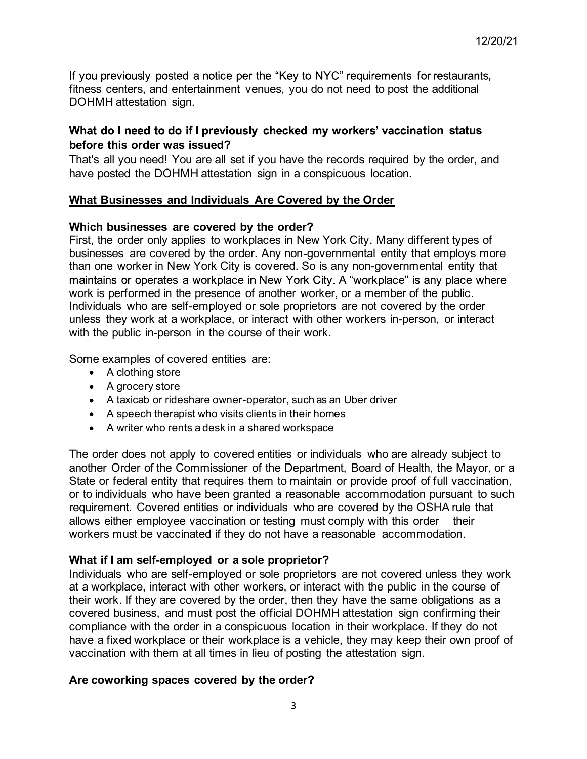If you previously posted a notice per the "Key to NYC" requirements for restaurants, fitness centers, and entertainment venues, you do not need to post the additional DOHMH attestation sign.

### What do I need to do if I previously checked my workers' vaccination status before this order was issued?

That's all you need! You are all set if you have the records required by the order, and have posted the DOHMH attestation sign in a conspicuous location.

## What Businesses and Individuals Are Covered by the Order

### Which businesses are covered by the order?

First, the order only applies to workplaces in New York City. Many different types of businesses are covered by the order. Any non-governmental entity that employs more than one worker in New York City is covered. So is any non-governmental entity that maintains or operates a workplace in New York City. A "workplace" is any place where work is performed in the presence of another worker, or a member of the public. Individuals who are self-employed or sole proprietors are not covered by the order unless they work at a workplace, or interact with other workers in-person, or interact with the public in-person in the course of their work.

Some examples of covered entities are:

- A clothing store
- A grocery store
- A taxicab or rideshare owner-operator, such as an Uber driver
- A speech therapist who visits clients in their homes
- A writer who rents a desk in a shared workspace

The order does not apply to covered entities or individuals who are already subject to another Order of the Commissioner of the Department, Board of Health, the Mayor, or a State or federal entity that requires them to maintain or provide proof of full vaccination, or to individuals who have been granted a reasonable accommodation pursuant to such requirement. Covered entities or individuals who are covered by the OSHA rule that allows either employee vaccination or testing must comply with this order – their workers must be vaccinated if they do not have a reasonable accommodation.

### What if I am self-employed or a sole proprietor?

Individuals who are self-employed or sole proprietors are not covered unless they work at a workplace, interact with other workers, or interact with the public in the course of their work. If they are covered by the order, then they have the same obligations as a covered business, and must post the official DOHMH attestation sign confirming their compliance with the order in a conspicuous location in their workplace. If they do not have a fixed workplace or their workplace is a vehicle, they may keep their own proof of vaccination with them at all times in lieu of posting the attestation sign.

### Are coworking spaces covered by the order?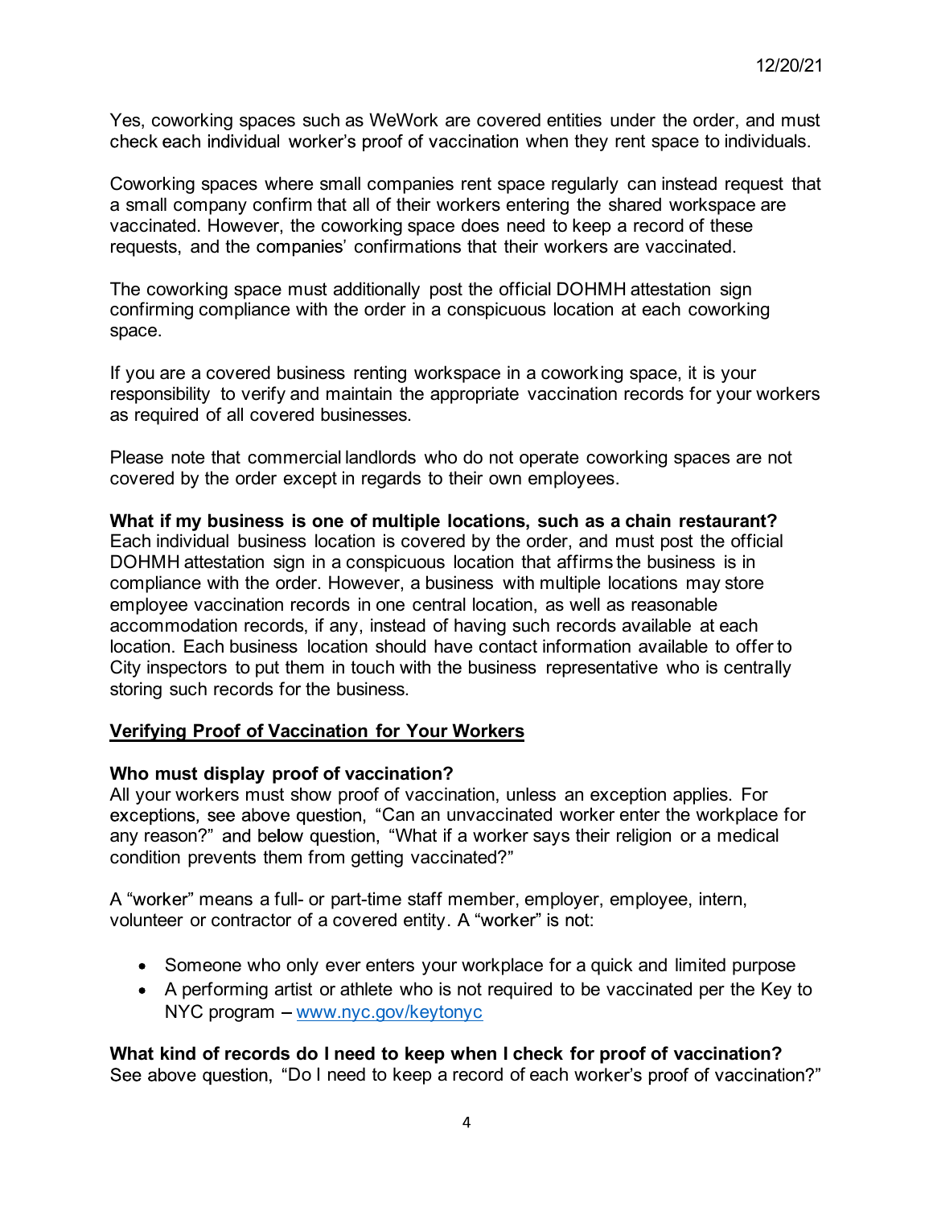Yes, coworking spaces such as WeWork are covered entities under the order, and must check each individual worker's proof of vaccination when they rent space to individuals.

Coworking spaces where small companies rent space regularly can instead request that a small company confirm that all of their workers entering the shared workspace are vaccinated. However, the coworking space does need to keep a record of these requests, and the companies' confirmations that their workers are vaccinated.

The coworking space must additionally post the official DOHMH attestation sign confirming compliance with the order in a conspicuous location at each coworking space.

If you are a covered business renting workspace in a coworking space, it is your responsibility to verify and maintain the appropriate vaccination records for your workers as required of all covered businesses.

Please note that commercial landlords who do not operate coworking spaces are not covered by the order except in regards to their own employees.

**What if my business is one of multiple locations, such as a chain restaurant?**
Each individual business location is covered by the order, and must post the official DOHMH attestation sign in a conspicuous location that affirms the business is in compliance with the order. However, a business with multiple locations may store employee vaccination records in one central location, as well as reasonable accommodation records, if any, instead of having such records available at each location. Each business location should have contact information available to offer to City inspectors to put them in touch with the business representative who is centrally storing such records for the business.

## Verifying Proof of Vaccination for Your Workers

**Who must display proof of vaccination?**
All your workers must show proof of vaccination, unless an exception applies. For exceptions, see above question, "Can an unvaccinated worker enter the workplace for any reason?" and below question, "What if a worker says their religion or a medical condition prevents them from getting vaccinated?"

A "worker" means a full- or part-time staff member, employer, employee, intern, volunteer or contractor of a covered entity. A "worker" is not:

- Someone who only ever enters your workplace for a quick and limited purpose
- A performing artist or athlete who is not required to be vaccinated per the Key to NYC program – www.nyc.gov/keytonyc

**What kind of records do I need to keep when I check for proof of vaccination?**
See above question, "Do I need to keep a record of each worker's proof of vaccination?"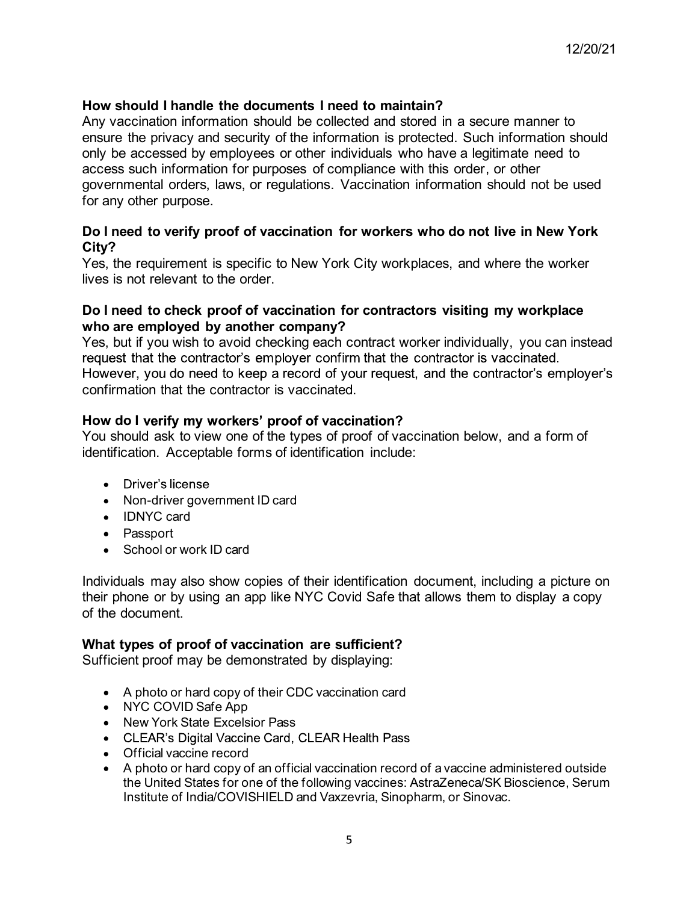### How should I handle the documents I need to maintain?

Any vaccination information should be collected and stored in a secure manner to ensure the privacy and security of the information is protected. Such information should only be accessed by employees or other individuals who have a legitimate need to access such information for purposes of compliance with this order, or other governmental orders, laws, or regulations. Vaccination information should not be used for any other purpose.

### Do I need to verify proof of vaccination for workers who do not live in New York City?

Yes, the requirement is specific to New York City workplaces, and where the worker lives is not relevant to the order.

### Do I need to check proof of vaccination for contractors visiting my workplace who are employed by another company?

Yes, but if you wish to avoid checking each contract worker individually, you can instead request that the contractor's employer confirm that the contractor is vaccinated. However, you do need to keep a record of your request, and the contractor's employer's confirmation that the contractor is vaccinated.

### How do I verify my workers' proof of vaccination?

You should ask to view one of the types of proof of vaccination below, and a form of identification. Acceptable forms of identification include:

- Driver's license
- Non-driver government ID card
- IDNYC card
- Passport
- School or work ID card

Individuals may also show copies of their identification document, including a picture on their phone or by using an app like NYC Covid Safe that allows them to display a copy of the document.

### What types of proof of vaccination are sufficient?

Sufficient proof may be demonstrated by displaying:

- A photo or hard copy of their CDC vaccination card
- NYC COVID Safe App
- New York State Excelsior Pass
- CLEAR's Digital Vaccine Card, CLEAR Health Pass
- Official vaccine record
- A photo or hard copy of an official vaccination record of a vaccine administered outside the United States for one of the following vaccines: AstraZeneca/SK Bioscience, Serum Institute of India/COVISHIELD and Vaxzevria, Sinopharm, or Sinovac.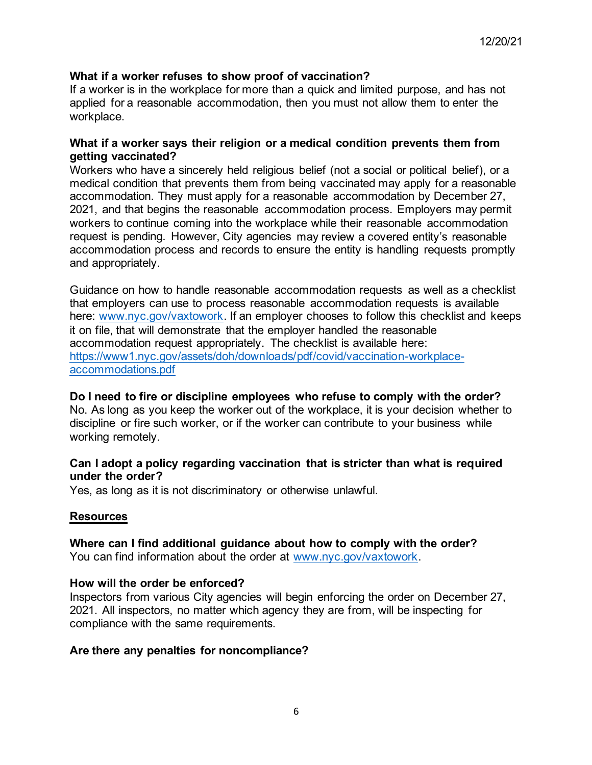**What if a worker refuses to show proof of vaccination?**
If a worker is in the workplace for more than a quick and limited purpose, and has not applied for a reasonable accommodation, then you must not allow them to enter the workplace.

**What if a worker says their religion or a medical condition prevents them from getting vaccinated?**
Workers who have a sincerely held religious belief (not a social or political belief), or a medical condition that prevents them from being vaccinated may apply for a reasonable accommodation. They must apply for a reasonable accommodation by December 27, 2021, and that begins the reasonable accommodation process. Employers may permit workers to continue coming into the workplace while their reasonable accommodation request is pending. However, City agencies may review a covered entity's reasonable accommodation process and records to ensure the entity is handling requests promptly and appropriately.

Guidance on how to handle reasonable accommodation requests as well as a checklist that employers can use to process reasonable accommodation requests is available here: [www.nyc.gov/vaxtowork](http://www.nyc.gov/vaxtowork). If an employer chooses to follow this checklist and keeps it on file, that will demonstrate that the employer handled the reasonable accommodation request appropriately. The checklist is available here: [https://www1.nyc.gov/assets/doh/downloads/pdf/covid/vaccination-workplace-accommodations.pdf](https://www1.nyc.gov/assets/doh/downloads/pdf/covid/vaccination-workplace-accommodations.pdf)

**Do I need to fire or discipline employees who refuse to comply with the order?**
No. As long as you keep the worker out of the workplace, it is your decision whether to discipline or fire such worker, or if the worker can contribute to your business while working remotely.

**Can I adopt a policy regarding vaccination that is stricter than what is required under the order?**
Yes, as long as it is not discriminatory or otherwise unlawful.

## Resources

**Where can I find additional guidance about how to comply with the order?**
You can find information about the order at [www.nyc.gov/vaxtowork](http://www.nyc.gov/vaxtowork).

**How will the order be enforced?**
Inspectors from various City agencies will begin enforcing the order on December 27, 2021. All inspectors, no matter which agency they are from, will be inspecting for compliance with the same requirements.

**Are there any penalties for noncompliance?**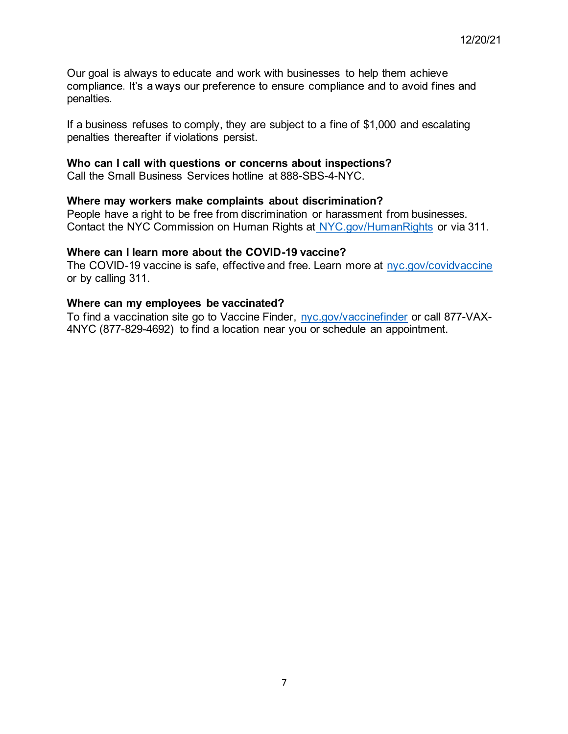Our goal is always to educate and work with businesses to help them achieve compliance. It's always our preference to ensure compliance and to avoid fines and penalties.

If a business refuses to comply, they are subject to a fine of $1,000 and escalating penalties thereafter if violations persist.

**Who can I call with questions or concerns about inspections?**
Call the Small Business Services hotline at 888-SBS-4-NYC.

**Where may workers make complaints about discrimination?**
People have a right to be free from discrimination or harassment from businesses. Contact the NYC Commission on Human Rights at NYC.gov/HumanRights or via 311.

**Where can I learn more about the COVID-19 vaccine?**
The COVID-19 vaccine is safe, effective and free. Learn more at nyc.gov/covidvaccine or by calling 311.

**Where can my employees be vaccinated?**
To find a vaccination site go to Vaccine Finder, nyc.gov/vaccinefinder or call 877-VAX-4NYC (877-829-4692) to find a location near you or schedule an appointment.